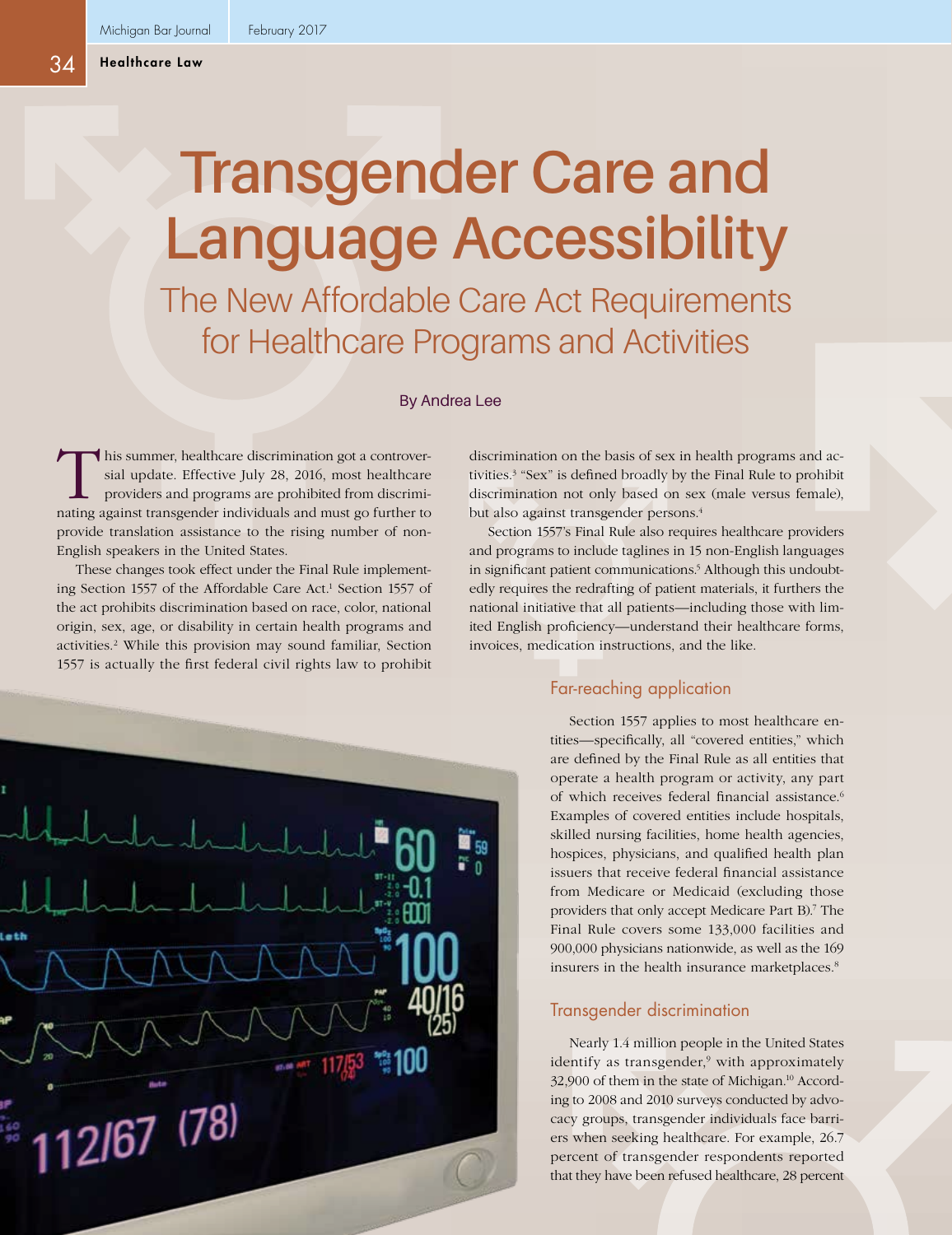// Healthcare Law

# Transgender Care and Language Accessibility

## The New Affordable Care Act Requirements for Healthcare Programs and Activities

By Andrea Lee

This summer, healthcare discrimination got a controversial update. Effective July 28, 2016, most healthcare providers and programs are prohibited from discriminating against transgender individuals and must go further to provide translation assistance to the rising number of non-English speakers in the United States.

These changes took effect under the Final Rule implementing Section 1557 of the Affordable Care Act.[1] Section 1557 of the act prohibits discrimination based on race, color, national origin, sex, age, or disability in certain health programs and activities.[2] While this provision may sound familiar, Section 1557 is actually the first federal civil rights law to prohibit discrimination on the basis of sex in health programs and activities.[3] "Sex" is defined broadly by the Final Rule to prohibit discrimination not only based on sex (male versus female), but also against transgender persons.[4]

Section 1557's Final Rule also requires healthcare providers and programs to include taglines in 15 non-English languages in significant patient communications.[5] Although this undoubtedly requires the redrafting of patient materials, it furthers the national initiative that all patients—including those with limited English proficiency—understand their healthcare forms, invoices, medication instructions, and the like.

### Far-reaching application

Section 1557 applies to most healthcare entities—specifically, all "covered entities," which are defined by the Final Rule as all entities that operate a health program or activity, any part of which receives federal financial assistance.[6] Examples of covered entities include hospitals, skilled nursing facilities, home health agencies, hospices, physicians, and qualified health plan issuers that receive federal financial assistance from Medicare or Medicaid (excluding those providers that only accept Medicare Part B).[7] The Final Rule covers some 133,000 facilities and 900,000 physicians nationwide, as well as the 169 insurers in the health insurance marketplaces.[8]

### Transgender discrimination

Nearly 1.4 million people in the United States identify as transgender,[9] with approximately 32,900 of them in the state of Michigan.[10] According to 2008 and 2010 surveys conducted by advocacy groups, transgender individuals face barriers when seeking healthcare. For example, 26.7 percent of transgender respondents reported that they have been refused healthcare, 28 percent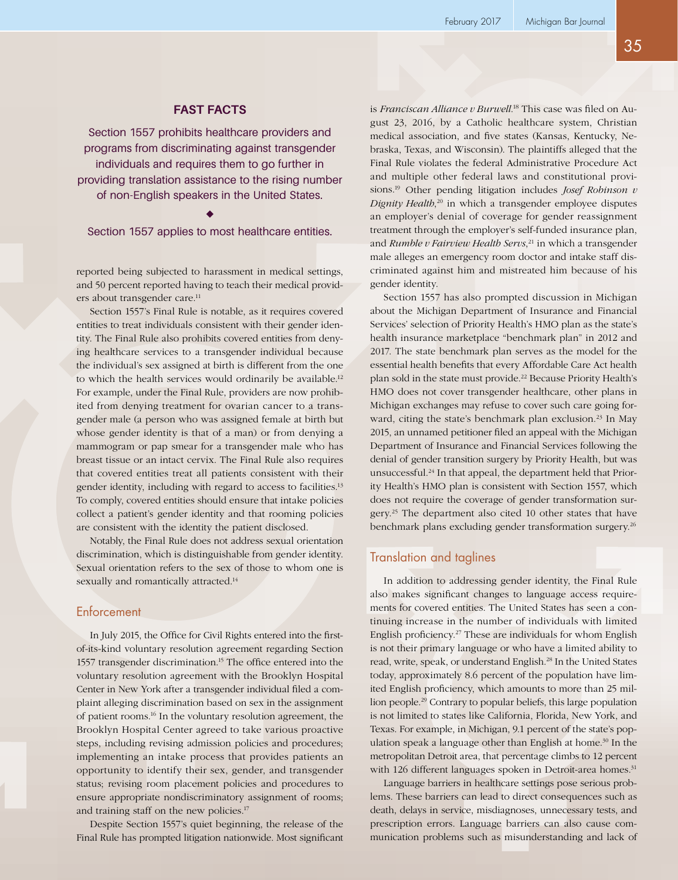**FAST FACTS**

Section 1557 prohibits healthcare providers and programs from discriminating against transgender individuals and requires them to go further in providing translation assistance to the rising number of non-English speakers in the United States.

◆

Section 1557 applies to most healthcare entities.

reported being subjected to harassment in medical settings, and 50 percent reported having to teach their medical providers about transgender care.[11]

Section 1557's Final Rule is notable, as it requires covered entities to treat individuals consistent with their gender identity. The Final Rule also prohibits covered entities from denying healthcare services to a transgender individual because the individual's sex assigned at birth is different from the one to which the health services would ordinarily be available.[12] For example, under the Final Rule, providers are now prohibited from denying treatment for ovarian cancer to a transgender male (a person who was assigned female at birth but whose gender identity is that of a man) or from denying a mammogram or pap smear for a transgender male who has breast tissue or an intact cervix. The Final Rule also requires that covered entities treat all patients consistent with their gender identity, including with regard to access to facilities.[13] To comply, covered entities should ensure that intake policies collect a patient's gender identity and that rooming policies are consistent with the identity the patient disclosed.

Notably, the Final Rule does not address sexual orientation discrimination, which is distinguishable from gender identity. Sexual orientation refers to the sex of those to whom one is sexually and romantically attracted.[14]

## Enforcement

In July 2015, the Office for Civil Rights entered into the first-of-its-kind voluntary resolution agreement regarding Section 1557 transgender discrimination.[15] The office entered into the voluntary resolution agreement with the Brooklyn Hospital Center in New York after a transgender individual filed a complaint alleging discrimination based on sex in the assignment of patient rooms.[16] In the voluntary resolution agreement, the Brooklyn Hospital Center agreed to take various proactive steps, including revising admission policies and procedures; implementing an intake process that provides patients an opportunity to identify their sex, gender, and transgender status; revising room placement policies and procedures to ensure appropriate nondiscriminatory assignment of rooms; and training staff on the new policies.[17]

Despite Section 1557's quiet beginning, the release of the Final Rule has prompted litigation nationwide. Most significant is *Franciscan Alliance v Burwell*.[18] This case was filed on August 23, 2016, by a Catholic healthcare system, Christian medical association, and five states (Kansas, Kentucky, Nebraska, Texas, and Wisconsin). The plaintiffs alleged that the Final Rule violates the federal Administrative Procedure Act and multiple other federal laws and constitutional provisions.[19] Other pending litigation includes *Josef Robinson v Dignity Health*,[20] in which a transgender employee disputes an employer's denial of coverage for gender reassignment treatment through the employer's self-funded insurance plan, and *Rumble v Fairview Health Servs*,[21] in which a transgender male alleges an emergency room doctor and intake staff discriminated against him and mistreated him because of his gender identity.

Section 1557 has also prompted discussion in Michigan about the Michigan Department of Insurance and Financial Services' selection of Priority Health's HMO plan as the state's health insurance marketplace "benchmark plan" in 2012 and 2017. The state benchmark plan serves as the model for the essential health benefits that every Affordable Care Act health plan sold in the state must provide.[22] Because Priority Health's HMO does not cover transgender healthcare, other plans in Michigan exchanges may refuse to cover such care going forward, citing the state's benchmark plan exclusion.[23] In May 2015, an unnamed petitioner filed an appeal with the Michigan Department of Insurance and Financial Services following the denial of gender transition surgery by Priority Health, but was unsuccessful.[24] In that appeal, the department held that Priority Health's HMO plan is consistent with Section 1557, which does not require the coverage of gender transformation surgery.[25] The department also cited 10 other states that have benchmark plans excluding gender transformation surgery.[26]

## Translation and taglines

In addition to addressing gender identity, the Final Rule also makes significant changes to language access requirements for covered entities. The United States has seen a continuing increase in the number of individuals with limited English proficiency.[27] These are individuals for whom English is not their primary language or who have a limited ability to read, write, speak, or understand English.[28] In the United States today, approximately 8.6 percent of the population have limited English proficiency, which amounts to more than 25 million people.[29] Contrary to popular beliefs, this large population is not limited to states like California, Florida, New York, and Texas. For example, in Michigan, 9.1 percent of the state's population speak a language other than English at home.[30] In the metropolitan Detroit area, that percentage climbs to 12 percent with 126 different languages spoken in Detroit-area homes.[31]

Language barriers in healthcare settings pose serious problems. These barriers can lead to direct consequences such as death, delays in service, misdiagnoses, unnecessary tests, and prescription errors. Language barriers can also cause communication problems such as misunderstanding and lack of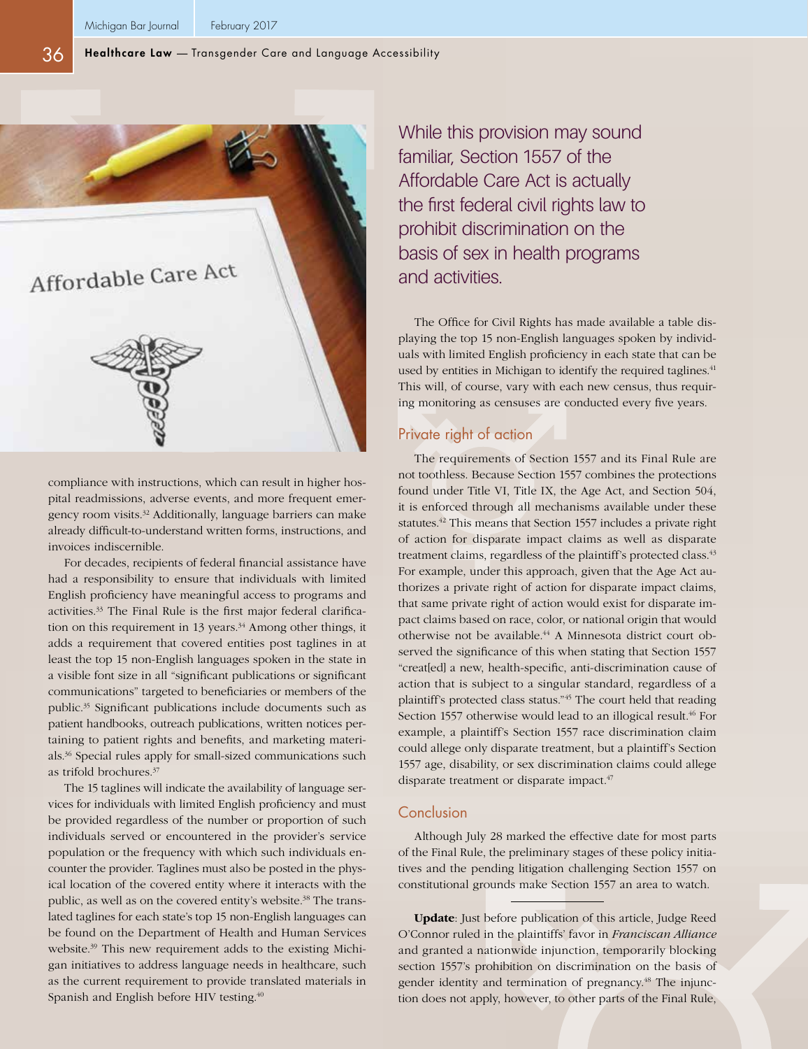compliance with instructions, which can result in higher hospital readmissions, adverse events, and more frequent emergency room visits.[32] Additionally, language barriers can make already difficult-to-understand written forms, instructions, and invoices indiscernible.

For decades, recipients of federal financial assistance have had a responsibility to ensure that individuals with limited English proficiency have meaningful access to programs and activities.[33] The Final Rule is the first major federal clarification on this requirement in 13 years.[34] Among other things, it adds a requirement that covered entities post taglines in at least the top 15 non-English languages spoken in the state in a visible font size in all "significant publications or significant communications" targeted to beneficiaries or members of the public.[35] Significant publications include documents such as patient handbooks, outreach publications, written notices pertaining to patient rights and benefits, and marketing materials.[36] Special rules apply for small-sized communications such as trifold brochures.[37]

The 15 taglines will indicate the availability of language services for individuals with limited English proficiency and must be provided regardless of the number or proportion of such individuals served or encountered in the provider's service population or the frequency with which such individuals encounter the provider. Taglines must also be posted in the physical location of the covered entity where it interacts with the public, as well as on the covered entity's website.[38] The translated taglines for each state's top 15 non-English languages can be found on the Department of Health and Human Services website.[39] This new requirement adds to the existing Michigan initiatives to address language needs in healthcare, such as the current requirement to provide translated materials in Spanish and English before HIV testing.[40]

While this provision may sound familiar, Section 1557 of the Affordable Care Act is actually the first federal civil rights law to prohibit discrimination on the basis of sex in health programs and activities.

The Office for Civil Rights has made available a table displaying the top 15 non-English languages spoken by individuals with limited English proficiency in each state that can be used by entities in Michigan to identify the required taglines.[41] This will, of course, vary with each new census, thus requiring monitoring as censuses are conducted every five years.

## Private right of action

The requirements of Section 1557 and its Final Rule are not toothless. Because Section 1557 combines the protections found under Title VI, Title IX, the Age Act, and Section 504, it is enforced through all mechanisms available under these statutes.[42] This means that Section 1557 includes a private right of action for disparate impact claims as well as disparate treatment claims, regardless of the plaintiff's protected class.[43] For example, under this approach, given that the Age Act authorizes a private right of action for disparate impact claims, that same private right of action would exist for disparate impact claims based on race, color, or national origin that would otherwise not be available.[44] A Minnesota district court observed the significance of this when stating that Section 1557 "creat[ed] a new, health-specific, anti-discrimination cause of action that is subject to a singular standard, regardless of a plaintiff's protected class status."[45] The court held that reading Section 1557 otherwise would lead to an illogical result.[46] For example, a plaintiff's Section 1557 race discrimination claim could allege only disparate treatment, but a plaintiff's Section 1557 age, disability, or sex discrimination claims could allege disparate treatment or disparate impact.[47]

## Conclusion

Although July 28 marked the effective date for most parts of the Final Rule, the preliminary stages of these policy initiatives and the pending litigation challenging Section 1557 on constitutional grounds make Section 1557 an area to watch.

---

**Update**: Just before publication of this article, Judge Reed O'Connor ruled in the plaintiffs' favor in *Franciscan Alliance* and granted a nationwide injunction, temporarily blocking section 1557's prohibition on discrimination on the basis of gender identity and termination of pregnancy.[48] The injunction does not apply, however, to other parts of the Final Rule,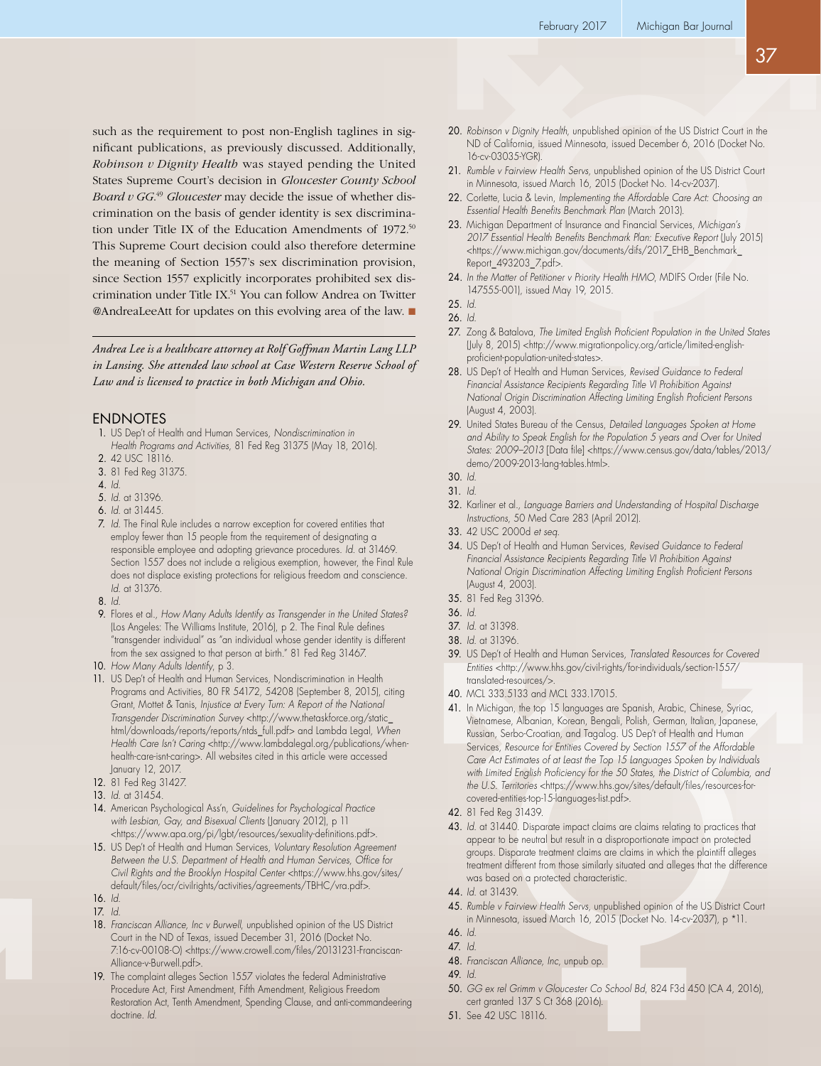such as the requirement to post non-English taglines in significant publications, as previously discussed. Additionally, *Robinson v Dignity Health* was stayed pending the United States Supreme Court's decision in *Gloucester County School Board v GG*.[49] *Gloucester* may decide the issue of whether discrimination on the basis of gender identity is sex discrimination under Title IX of the Education Amendments of 1972.[50] This Supreme Court decision could also therefore determine the meaning of Section 1557's sex discrimination provision, since Section 1557 explicitly incorporates prohibited sex discrimination under Title IX.[51] You can follow Andrea on Twitter @AndreaLeeAtt for updates on this evolving area of the law. ■

---

*Andrea Lee is a healthcare attorney at Rolf Goffman Martin Lang LLP in Lansing. She attended law school at Case Western Reserve School of Law and is licensed to practice in both Michigan and Ohio.*

## ENDNOTES

1. US Dep't of Health and Human Services, *Nondiscrimination in Health Programs and Activities*, 81 Fed Reg 31375 (May 18, 2016).
2. 42 USC 18116.
3. 81 Fed Reg 31375.
4. *Id.*
5. *Id.* at 31396.
6. *Id.* at 31445.
7. *Id.* The Final Rule includes a narrow exception for covered entities that employ fewer than 15 people from the requirement of designating a responsible employee and adopting grievance procedures. *Id.* at 31469. Section 1557 does not include a religious exemption, however, the Final Rule does not displace existing protections for religious freedom and conscience. *Id.* at 31376.
8. *Id.*
9. Flores et al., *How Many Adults Identify as Transgender in the United States?* (Los Angeles: The Williams Institute, 2016), p 2. The Final Rule defines "transgender individual" as "an individual whose gender identity is different from the sex assigned to that person at birth." 81 Fed Reg 31467.
10. *How Many Adults Identify*, p 3.
11. US Dep't of Health and Human Services, Nondiscrimination in Health Programs and Activities, 80 FR 54172, 54208 (September 8, 2015), citing Grant, Mottet & Tanis, *Injustice at Every Turn: A Report of the National Transgender Discrimination Survey* <http://www.thetaskforce.org/static_html/downloads/reports/reports/ntds_full.pdf> and Lambda Legal, *When Health Care Isn't Caring* <http://www.lambdalegal.org/publications/when-health-care-isnt-caring>. All websites cited in this article were accessed January 12, 2017.
12. 81 Fed Reg 31427.
13. *Id.* at 31454.
14. American Psychological Ass'n, *Guidelines for Psychological Practice with Lesbian, Gay, and Bisexual Clients* (January 2012), p 11 <https://www.apa.org/pi/lgbt/resources/sexuality-definitions.pdf>.
15. US Dep't of Health and Human Services, *Voluntary Resolution Agreement Between the U.S. Department of Health and Human Services, Office for Civil Rights and the Brooklyn Hospital Center* <https://www.hhs.gov/sites/default/files/ocr/civilrights/activities/agreements/TBHC/vra.pdf>.
16. *Id.*
17. *Id.*
18. *Franciscan Alliance, Inc v Burwell*, unpublished opinion of the US District Court in the ND of Texas, issued December 31, 2016 (Docket No. 7:16-cv-00108-O) <https://www.crowell.com/files/20131231-Franciscan-Alliance-v-Burwell.pdf>.
19. The complaint alleges Section 1557 violates the federal Administrative Procedure Act, First Amendment, Fifth Amendment, Religious Freedom Restoration Act, Tenth Amendment, Spending Clause, and anti-commandeering doctrine. *Id.*
20. *Robinson v Dignity Health*, unpublished opinion of the US District Court in the ND of California, issued Minnesota, issued December 6, 2016 (Docket No. 16-cv-03035-YGR).
21. *Rumble v Fairview Health Servs*, unpublished opinion of the US District Court in Minnesota, issued March 16, 2015 (Docket No. 14-cv-2037).
22. Corlette, Lucia & Levin, *Implementing the Affordable Care Act: Choosing an Essential Health Benefits Benchmark Plan* (March 2013).
23. Michigan Department of Insurance and Financial Services, *Michigan's 2017 Essential Health Benefits Benchmark Plan: Executive Report* (July 2015) <https://www.michigan.gov/documents/difs/2017_EHB_Benchmark_Report_493203_7.pdf>.
24. *In the Matter of Petitioner v Priority Health HMO*, MDIFS Order (File No. 147555-001), issued May 19, 2015.
25. *Id.*
26. *Id.*
27. Zong & Batalova, *The Limited English Proficient Population in the United States* (July 8, 2015) <http://www.migrationpolicy.org/article/limited-english-proficient-population-united-states>.
28. US Dep't of Health and Human Services, *Revised Guidance to Federal Financial Assistance Recipients Regarding Title VI Prohibition Against National Origin Discrimination Affecting Limiting English Proficient Persons* (August 4, 2003).
29. United States Bureau of the Census, *Detailed Languages Spoken at Home and Ability to Speak English for the Population 5 years and Over for United States: 2009–2013* [Data file] <https://www.census.gov/data/tables/2013/demo/2009-2013-lang-tables.html>.
30. *Id.*
31. *Id.*
32. Karliner et al., *Language Barriers and Understanding of Hospital Discharge Instructions*, 50 Med Care 283 (April 2012).
33. 42 USC 2000d *et seq.*
34. US Dep't of Health and Human Services, *Revised Guidance to Federal Financial Assistance Recipients Regarding Title VI Prohibition Against National Origin Discrimination Affecting Limiting English Proficient Persons* (August 4, 2003).
35. 81 Fed Reg 31396.
36. *Id.*
37. *Id.* at 31398.
38. *Id.* at 31396.
39. US Dep't of Health and Human Services, *Translated Resources for Covered Entities* <http://www.hhs.gov/civil-rights/for-individuals/section-1557/translated-resources/>.
40. MCL 333.5133 and MCL 333.17015.
41. In Michigan, the top 15 languages are Spanish, Arabic, Chinese, Syriac, Vietnamese, Albanian, Korean, Bengali, Polish, German, Italian, Japanese, Russian, Serbo-Croatian, and Tagalog. US Dep't of Health and Human Services, *Resource for Entities Covered by Section 1557 of the Affordable Care Act Estimates of at Least the Top 15 Languages Spoken by Individuals with Limited English Proficiency for the 50 States, the District of Columbia, and the U.S. Territories* <https://www.hhs.gov/sites/default/files/resources-for-covered-entities-top-15-languages-list.pdf>.
42. 81 Fed Reg 31439.
43. *Id.* at 31440. Disparate impact claims are claims relating to practices that appear to be neutral but result in a disproportionate impact on protected groups. Disparate treatment claims are claims in which the plaintiff alleges treatment different from those similarly situated and alleges that the difference was based on a protected characteristic.
44. *Id.* at 31439.
45. *Rumble v Fairview Health Servs*, unpublished opinion of the US District Court in Minnesota, issued March 16, 2015 (Docket No. 14-cv-2037), p *11.
46. *Id.*
47. *Id.*
48. *Franciscan Alliance, Inc*, unpub op.
49. *Id.*
50. *GG ex rel Grimm v Gloucester Co School Bd*, 824 F3d 450 (CA 4, 2016), cert granted 137 S Ct 368 (2016).
51. See 42 USC 18116.